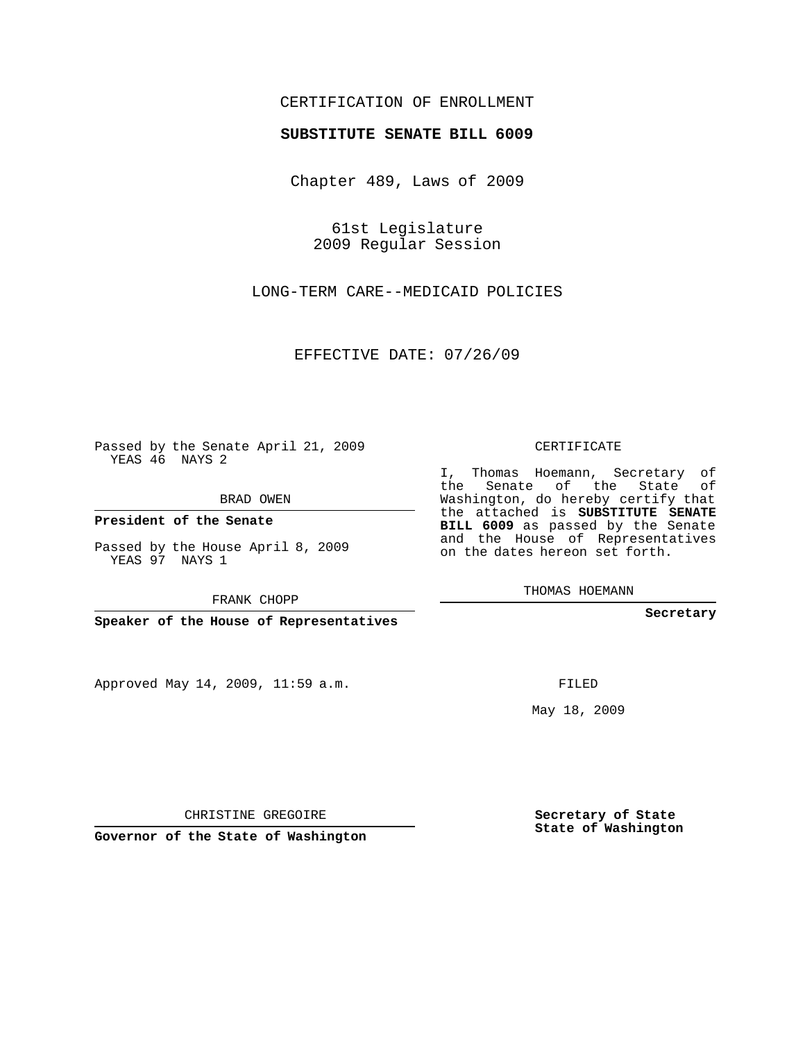CERTIFICATION OF ENROLLMENT

**SUBSTITUTE SENATE BILL 6009**

Chapter 489, Laws of 2009

61st Legislature
2009 Regular Session

LONG-TERM CARE--MEDICAID POLICIES

EFFECTIVE DATE: 07/26/09

Passed by the Senate April 21, 2009
YEAS 46 NAYS 2

BRAD OWEN

**President of the Senate**

Passed by the House April 8, 2009
YEAS 97 NAYS 1

FRANK CHOPP

**Speaker of the House of Representatives**

CERTIFICATE

I, Thomas Hoemann, Secretary of the Senate of the State of Washington, do hereby certify that the attached is **SUBSTITUTE SENATE BILL 6009** as passed by the Senate and the House of Representatives on the dates hereon set forth.

THOMAS HOEMANN

**Secretary**

Approved May 14, 2009, 11:59 a.m.

FILED

May 18, 2009

CHRISTINE GREGOIRE

**Governor of the State of Washington**

**Secretary of State**
**State of Washington**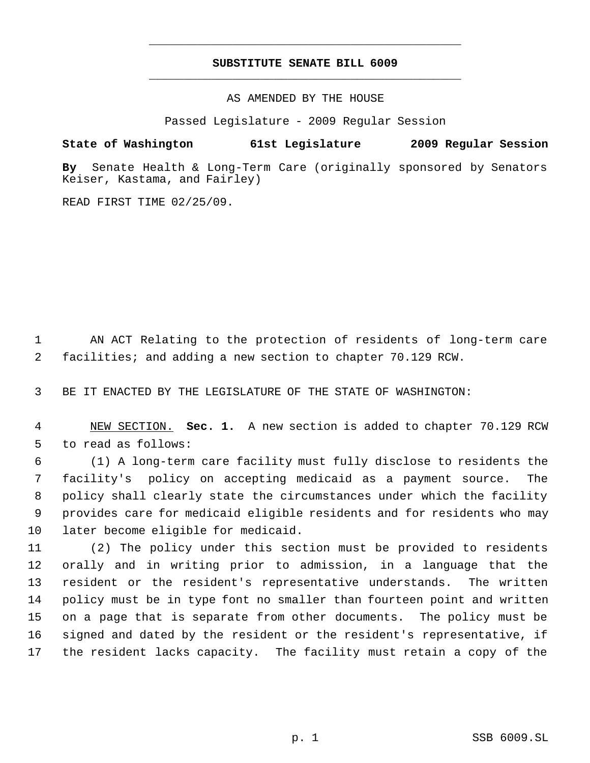# SUBSTITUTE SENATE BILL 6009

AS AMENDED BY THE HOUSE

Passed Legislature - 2009 Regular Session

**State of Washington 61st Legislature 2009 Regular Session**

**By** Senate Health & Long-Term Care (originally sponsored by Senators Keiser, Kastama, and Fairley)

READ FIRST TIME 02/25/09.

AN ACT Relating to the protection of residents of long-term care facilities; and adding a new section to chapter 70.129 RCW.

BE IT ENACTED BY THE LEGISLATURE OF THE STATE OF WASHINGTON:

NEW SECTION. **Sec. 1.** A new section is added to chapter 70.129 RCW to read as follows:

(1) A long-term care facility must fully disclose to residents the facility's policy on accepting medicaid as a payment source. The policy shall clearly state the circumstances under which the facility provides care for medicaid eligible residents and for residents who may later become eligible for medicaid.

(2) The policy under this section must be provided to residents orally and in writing prior to admission, in a language that the resident or the resident's representative understands. The written policy must be in type font no smaller than fourteen point and written on a page that is separate from other documents. The policy must be signed and dated by the resident or the resident's representative, if the resident lacks capacity. The facility must retain a copy of the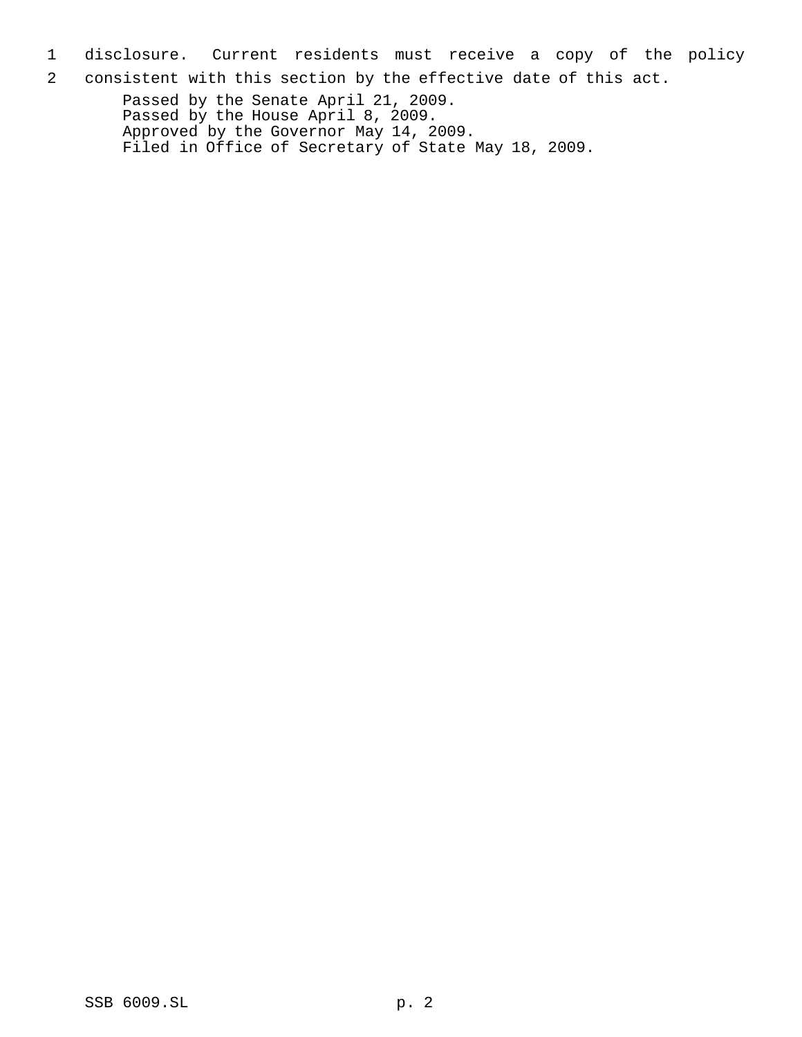disclosure. Current residents must receive a copy of the policy consistent with this section by the effective date of this act.

Passed by the Senate April 21, 2009.
Passed by the House April 8, 2009.
Approved by the Governor May 14, 2009.
Filed in Office of Secretary of State May 18, 2009.